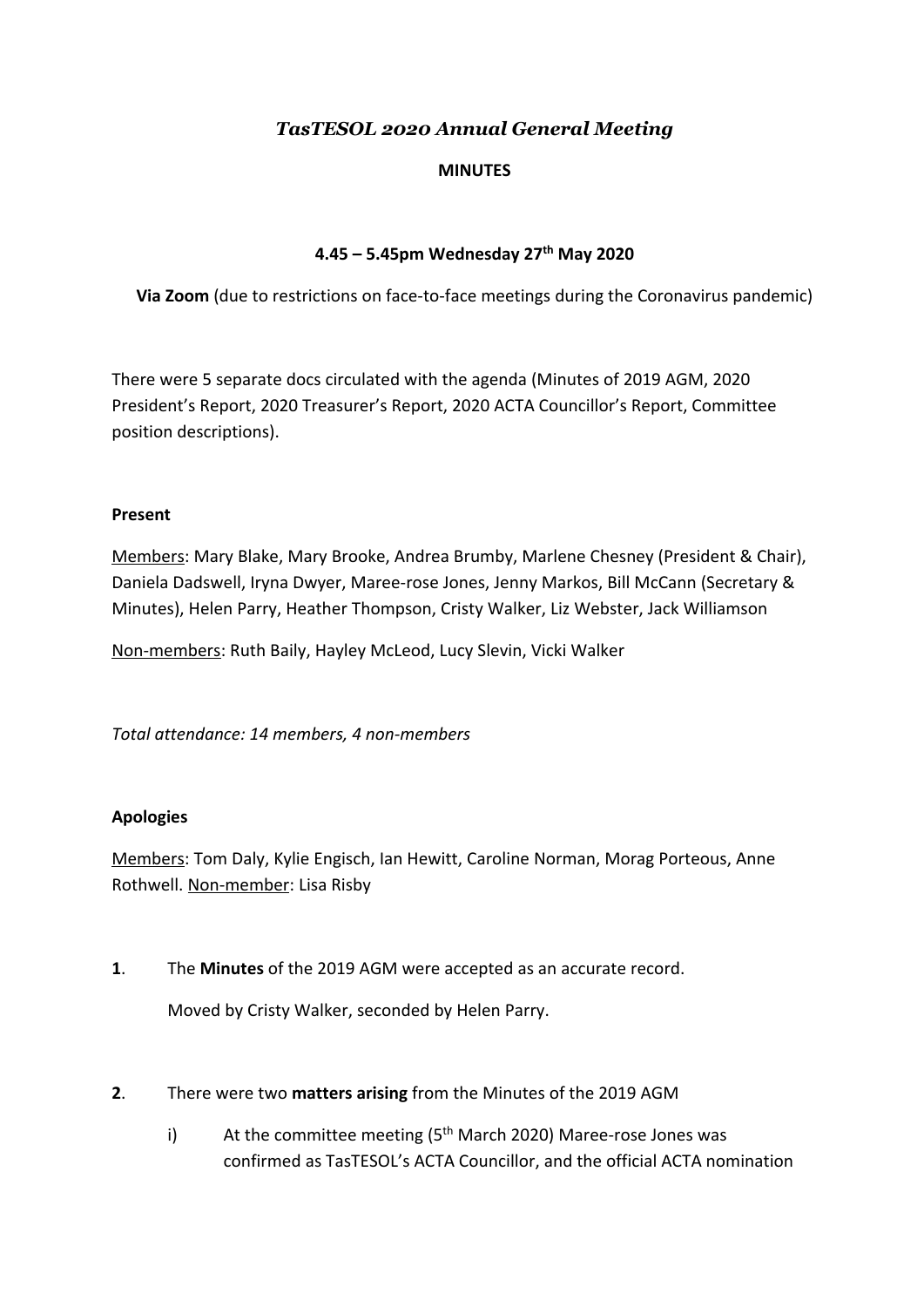# *TasTESOL 2020 Annual General Meeting*

**MINUTES**

**4.45 – 5.45pm Wednesday 27th May 2020**

**Via Zoom** (due to restrictions on face-to-face meetings during the Coronavirus pandemic)

There were 5 separate docs circulated with the agenda (Minutes of 2019 AGM, 2020 President's Report, 2020 Treasurer's Report, 2020 ACTA Councillor's Report, Committee position descriptions).

**Present**

Members: Mary Blake, Mary Brooke, Andrea Brumby, Marlene Chesney (President & Chair), Daniela Dadswell, Iryna Dwyer, Maree-rose Jones, Jenny Markos, Bill McCann (Secretary & Minutes), Helen Parry, Heather Thompson, Cristy Walker, Liz Webster, Jack Williamson

Non-members: Ruth Baily, Hayley McLeod, Lucy Slevin, Vicki Walker

*Total attendance: 14 members, 4 non-members*

**Apologies**

Members: Tom Daly, Kylie Engisch, Ian Hewitt, Caroline Norman, Morag Porteous, Anne Rothwell. Non-member: Lisa Risby

**1**. The **Minutes** of the 2019 AGM were accepted as an accurate record.

Moved by Cristy Walker, seconded by Helen Parry.

**2**. There were two **matters arising** from the Minutes of the 2019 AGM

i) At the committee meeting (5th March 2020) Maree-rose Jones was confirmed as TasTESOL's ACTA Councillor, and the official ACTA nomination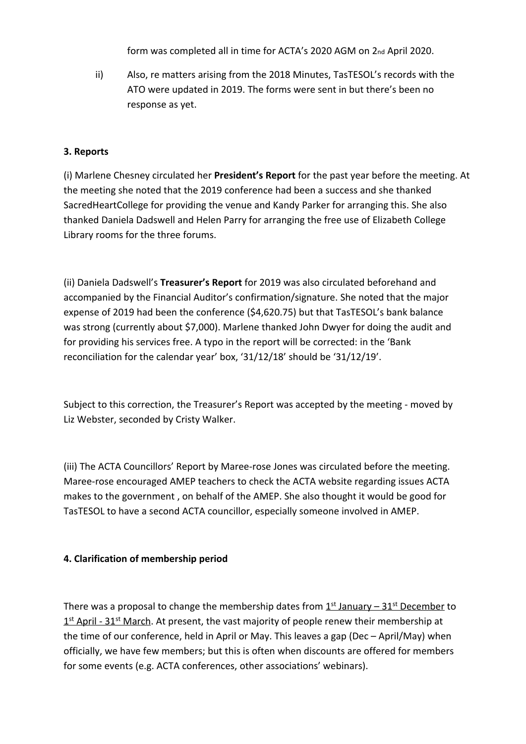form was completed all in time for ACTA's 2020 AGM on 2nd April 2020.

ii) Also, re matters arising from the 2018 Minutes, TasTESOL's records with the ATO were updated in 2019. The forms were sent in but there's been no response as yet.

**3. Reports**

(i) Marlene Chesney circulated her **President's Report** for the past year before the meeting. At the meeting she noted that the 2019 conference had been a success and she thanked SacredHeartCollege for providing the venue and Kandy Parker for arranging this. She also thanked Daniela Dadswell and Helen Parry for arranging the free use of Elizabeth College Library rooms for the three forums.

(ii) Daniela Dadswell's **Treasurer's Report** for 2019 was also circulated beforehand and accompanied by the Financial Auditor's confirmation/signature. She noted that the major expense of 2019 had been the conference ($4,620.75) but that TasTESOL's bank balance was strong (currently about $7,000). Marlene thanked John Dwyer for doing the audit and for providing his services free. A typo in the report will be corrected: in the 'Bank reconciliation for the calendar year' box, '31/12/18' should be '31/12/19'.

Subject to this correction, the Treasurer's Report was accepted by the meeting - moved by Liz Webster, seconded by Cristy Walker.

(iii) The ACTA Councillors' Report by Maree-rose Jones was circulated before the meeting. Maree-rose encouraged AMEP teachers to check the ACTA website regarding issues ACTA makes to the government , on behalf of the AMEP. She also thought it would be good for TasTESOL to have a second ACTA councillor, especially someone involved in AMEP.

**4. Clarification of membership period**

There was a proposal to change the membership dates from 1st January – 31st December to 1st April - 31st March. At present, the vast majority of people renew their membership at the time of our conference, held in April or May. This leaves a gap (Dec – April/May) when officially, we have few members; but this is often when discounts are offered for members for some events (e.g. ACTA conferences, other associations' webinars).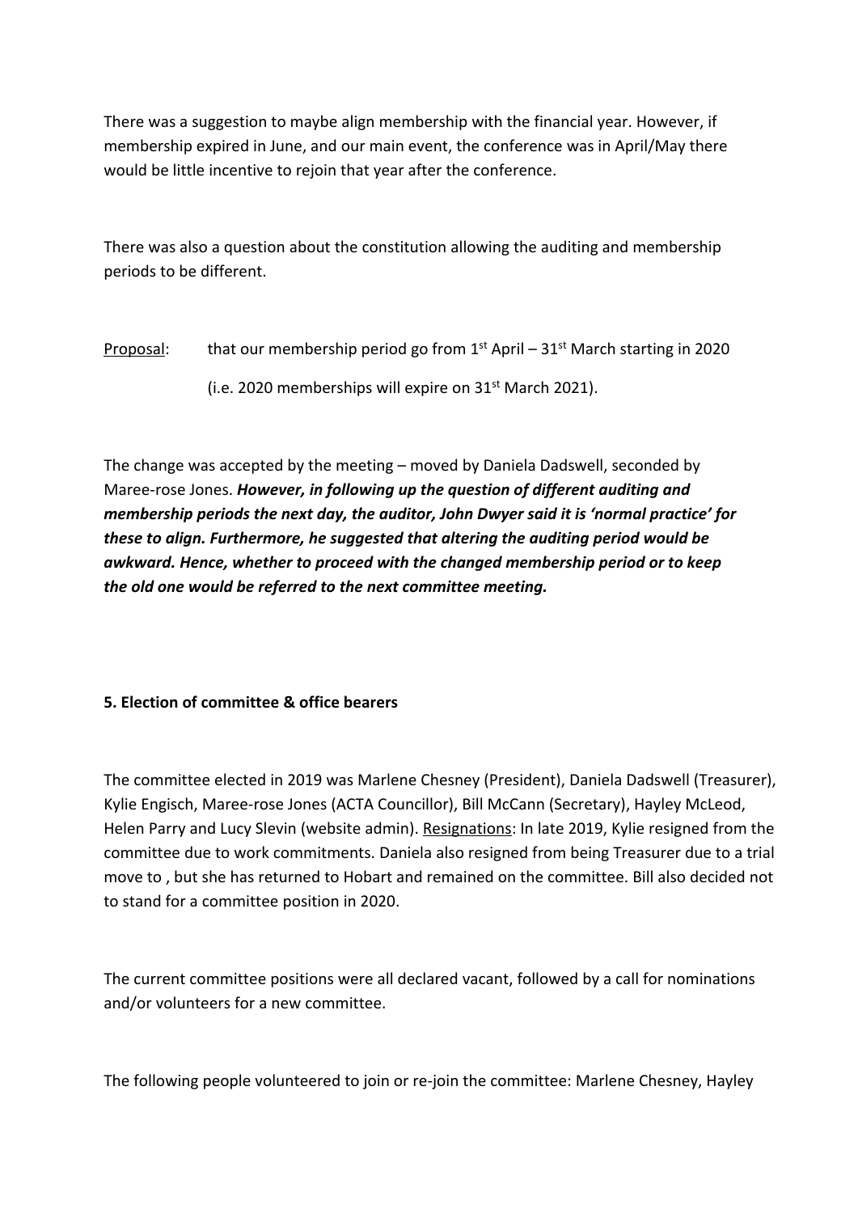There was a suggestion to maybe align membership with the financial year. However, if membership expired in June, and our main event, the conference was in April/May there would be little incentive to rejoin that year after the conference.

There was also a question about the constitution allowing the auditing and membership periods to be different.

Proposal: that our membership period go from 1st April – 31st March starting in 2020 (i.e. 2020 memberships will expire on 31st March 2021).

The change was accepted by the meeting – moved by Daniela Dadswell, seconded by Maree-rose Jones. ***However, in following up the question of different auditing and membership periods the next day, the auditor, John Dwyer said it is 'normal practice' for these to align. Furthermore, he suggested that altering the auditing period would be awkward. Hence, whether to proceed with the changed membership period or to keep the old one would be referred to the next committee meeting.***

**5. Election of committee & office bearers**

The committee elected in 2019 was Marlene Chesney (President), Daniela Dadswell (Treasurer), Kylie Engisch, Maree-rose Jones (ACTA Councillor), Bill McCann (Secretary), Hayley McLeod, Helen Parry and Lucy Slevin (website admin). Resignations: In late 2019, Kylie resigned from the committee due to work commitments. Daniela also resigned from being Treasurer due to a trial move to , but she has returned to Hobart and remained on the committee. Bill also decided not to stand for a committee position in 2020.

The current committee positions were all declared vacant, followed by a call for nominations and/or volunteers for a new committee.

The following people volunteered to join or re-join the committee: Marlene Chesney, Hayley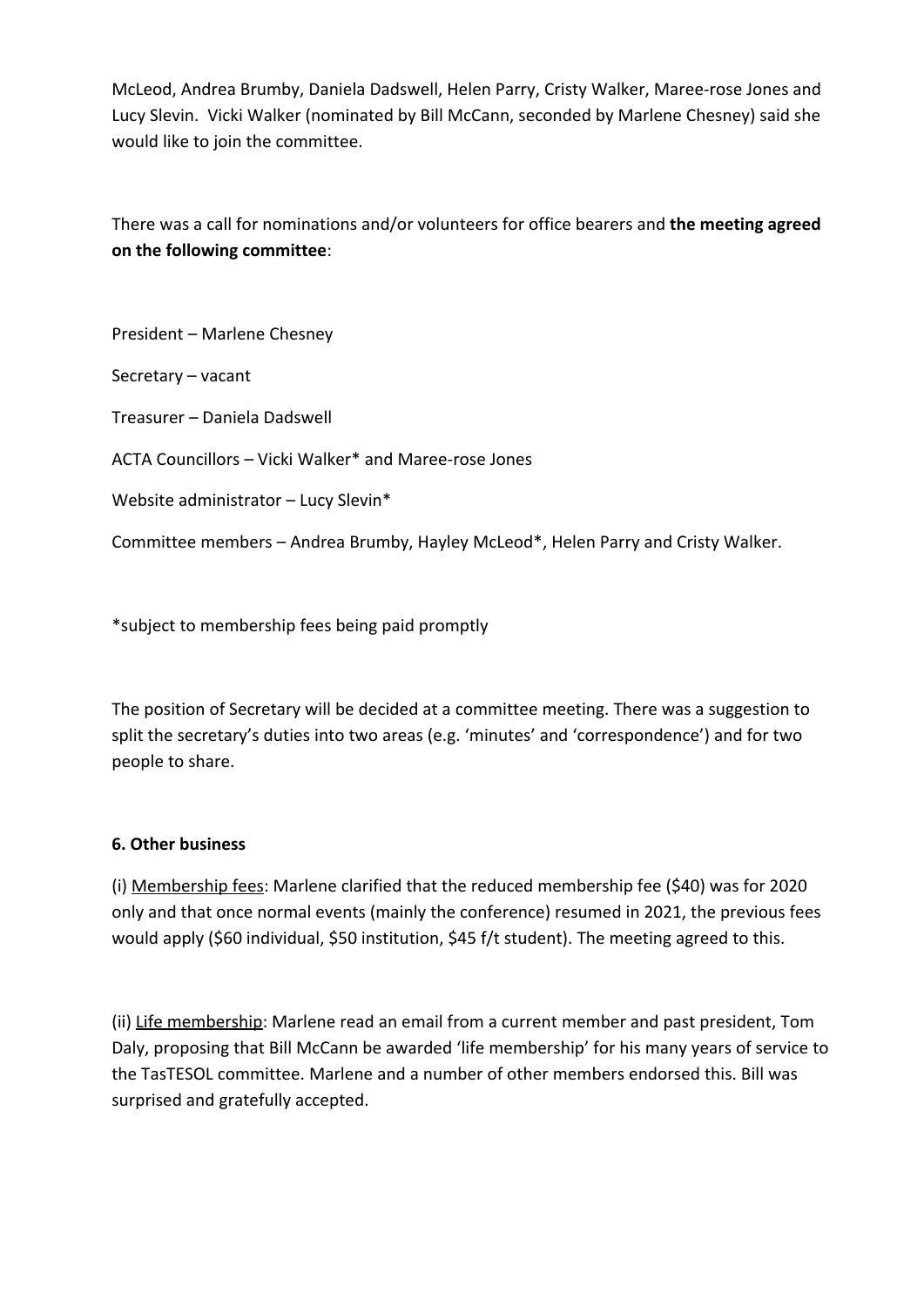McLeod, Andrea Brumby, Daniela Dadswell, Helen Parry, Cristy Walker, Maree-rose Jones and Lucy Slevin. Vicki Walker (nominated by Bill McCann, seconded by Marlene Chesney) said she would like to join the committee.

There was a call for nominations and/or volunteers for office bearers and **the meeting agreed on the following committee**:

President – Marlene Chesney

Secretary – vacant

Treasurer – Daniela Dadswell

ACTA Councillors – Vicki Walker* and Maree-rose Jones

Website administrator – Lucy Slevin*

Committee members – Andrea Brumby, Hayley McLeod*, Helen Parry and Cristy Walker.

*subject to membership fees being paid promptly

The position of Secretary will be decided at a committee meeting. There was a suggestion to split the secretary's duties into two areas (e.g. 'minutes' and 'correspondence') and for two people to share.

**6. Other business**

(i) Membership fees: Marlene clarified that the reduced membership fee ($40) was for 2020 only and that once normal events (mainly the conference) resumed in 2021, the previous fees would apply ($60 individual, $50 institution, $45 f/t student). The meeting agreed to this.

(ii) Life membership: Marlene read an email from a current member and past president, Tom Daly, proposing that Bill McCann be awarded 'life membership' for his many years of service to the TasTESOL committee. Marlene and a number of other members endorsed this. Bill was surprised and gratefully accepted.